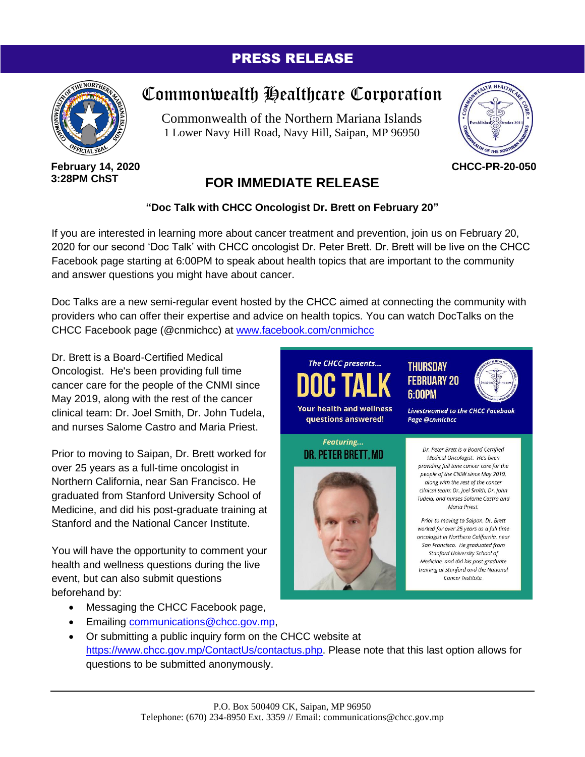# PRESS RELEASE

## Commonwealth Healthcare Corporation

Commonwealth of the Northern Mariana Islands
1 Lower Navy Hill Road, Navy Hill, Saipan, MP 96950

**February 14, 2020**
**3:28PM ChST**

**CHCC-PR-20-050**

## FOR IMMEDIATE RELEASE

**"Doc Talk with CHCC Oncologist Dr. Brett on February 20"**

If you are interested in learning more about cancer treatment and prevention, join us on February 20, 2020 for our second 'Doc Talk' with CHCC oncologist Dr. Peter Brett. Dr. Brett will be live on the CHCC Facebook page starting at 6:00PM to speak about health topics that are important to the community and answer questions you might have about cancer.

Doc Talks are a new semi-regular event hosted by the CHCC aimed at connecting the community with providers who can offer their expertise and advice on health topics. You can watch DocTalks on the CHCC Facebook page (@cnmichcc) at [www.facebook.com/cnmichcc](www.facebook.com/cnmichcc)

Dr. Brett is a Board-Certified Medical Oncologist. He's been providing full time cancer care for the people of the CNMI since May 2019, along with the rest of the cancer clinical team: Dr. Joel Smith, Dr. John Tudela, and nurses Salome Castro and Maria Priest.

Prior to moving to Saipan, Dr. Brett worked for over 25 years as a full-time oncologist in Northern California, near San Francisco. He graduated from Stanford University School of Medicine, and did his post-graduate training at Stanford and the National Cancer Institute.

You will have the opportunity to comment your health and wellness questions during the live event, but can also submit questions beforehand by:

- Messaging the CHCC Facebook page,
- Emailing [communications@chcc.gov.mp](mailto:communications@chcc.gov.mp),
- Or submitting a public inquiry form on the CHCC website at [https://www.chcc.gov.mp/ContactUs/contactus.php](https://www.chcc.gov.mp/ContactUs/contactus.php). Please note that this last option allows for questions to be submitted anonymously.

P.O. Box 500409 CK, Saipan, MP 96950
Telephone: (670) 234-8950 Ext. 3359 // Email: communications@chcc.gov.mp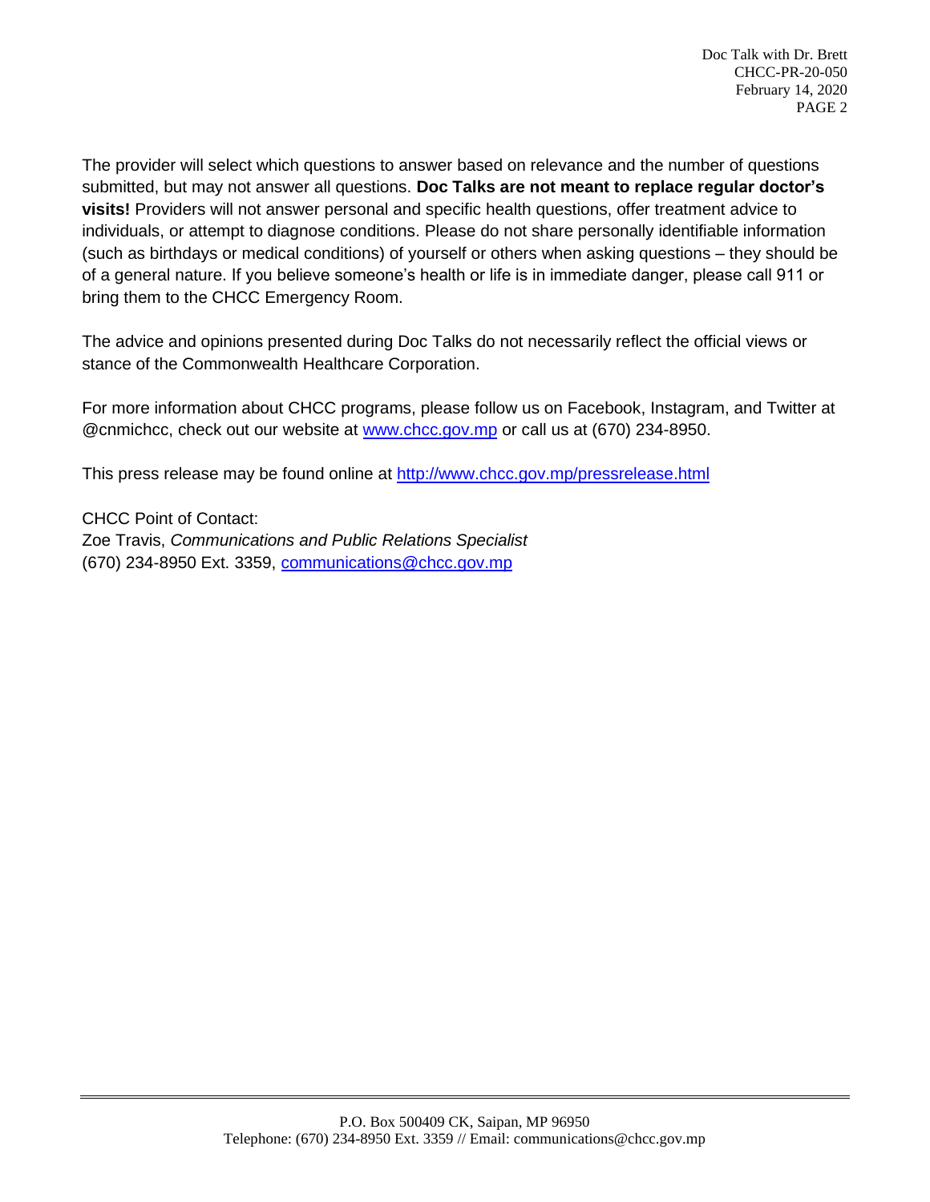The provider will select which questions to answer based on relevance and the number of questions submitted, but may not answer all questions. **Doc Talks are not meant to replace regular doctor's visits!** Providers will not answer personal and specific health questions, offer treatment advice to individuals, or attempt to diagnose conditions. Please do not share personally identifiable information (such as birthdays or medical conditions) of yourself or others when asking questions – they should be of a general nature. If you believe someone's health or life is in immediate danger, please call 911 or bring them to the CHCC Emergency Room.

The advice and opinions presented during Doc Talks do not necessarily reflect the official views or stance of the Commonwealth Healthcare Corporation.

For more information about CHCC programs, please follow us on Facebook, Instagram, and Twitter at @cnmichcc, check out our website at [www.chcc.gov.mp](http://www.chcc.gov.mp) or call us at (670) 234-8950.

This press release may be found online at [http://www.chcc.gov.mp/pressrelease.html](http://www.chcc.gov.mp/pressrelease.html)

CHCC Point of Contact:
Zoe Travis, *Communications and Public Relations Specialist*
(670) 234-8950 Ext. 3359, [communications@chcc.gov.mp](mailto:communications@chcc.gov.mp)